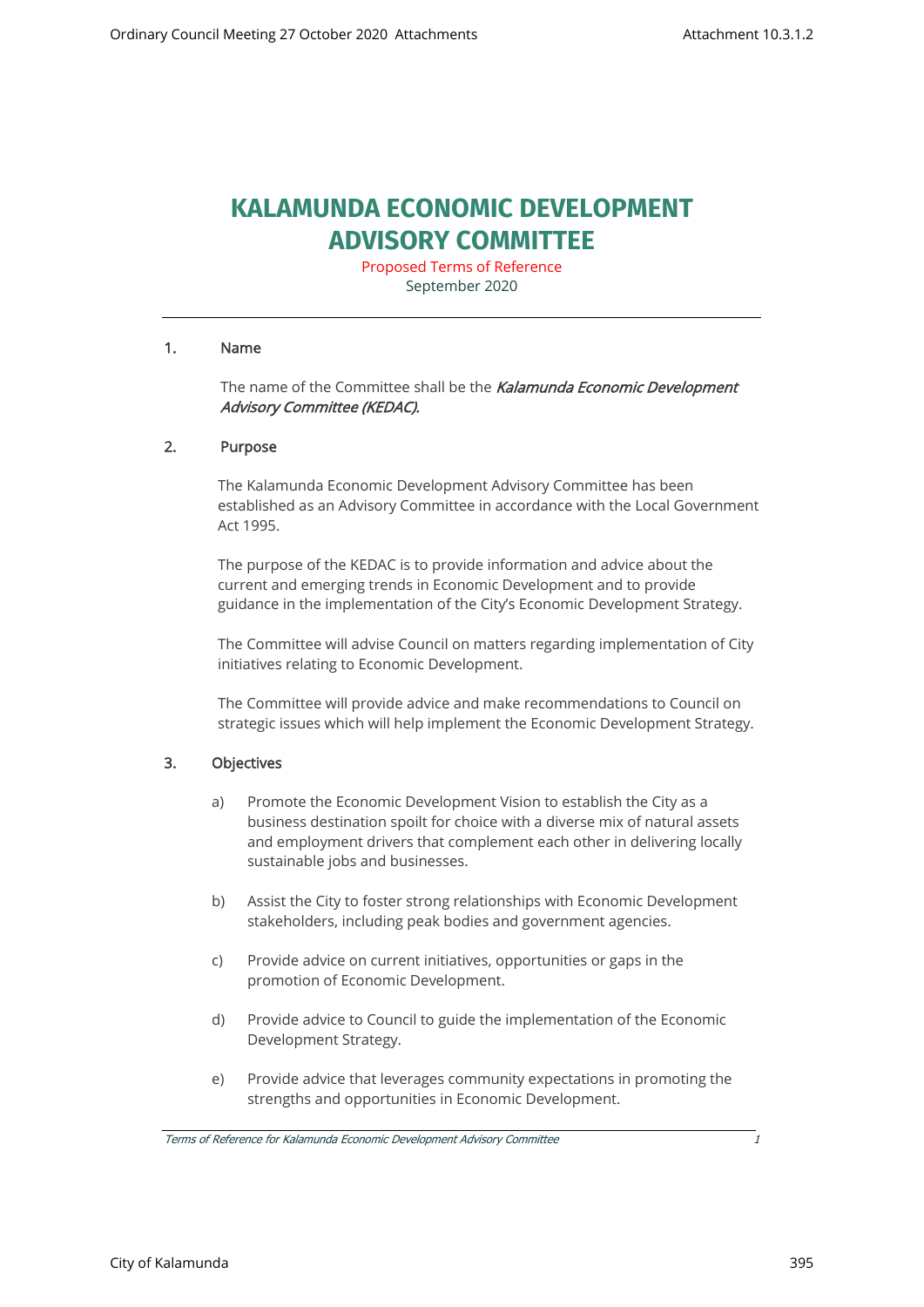# KALAMUNDA ECONOMIC DEVELOPMENT ADVISORY COMMITTEE

Proposed Terms of Reference
September 2020

---

## 1. Name

The name of the Committee shall be the ***Kalamunda Economic Development Advisory Committee (KEDAC).***

## 2. Purpose

The Kalamunda Economic Development Advisory Committee has been established as an Advisory Committee in accordance with the Local Government Act 1995.

The purpose of the KEDAC is to provide information and advice about the current and emerging trends in Economic Development and to provide guidance in the implementation of the City's Economic Development Strategy.

The Committee will advise Council on matters regarding implementation of City initiatives relating to Economic Development.

The Committee will provide advice and make recommendations to Council on strategic issues which will help implement the Economic Development Strategy.

## 3. Objectives

a) Promote the Economic Development Vision to establish the City as a business destination spoilt for choice with a diverse mix of natural assets and employment drivers that complement each other in delivering locally sustainable jobs and businesses.

b) Assist the City to foster strong relationships with Economic Development stakeholders, including peak bodies and government agencies.

c) Provide advice on current initiatives, opportunities or gaps in the promotion of Economic Development.

d) Provide advice to Council to guide the implementation of the Economic Development Strategy.

e) Provide advice that leverages community expectations in promoting the strengths and opportunities in Economic Development.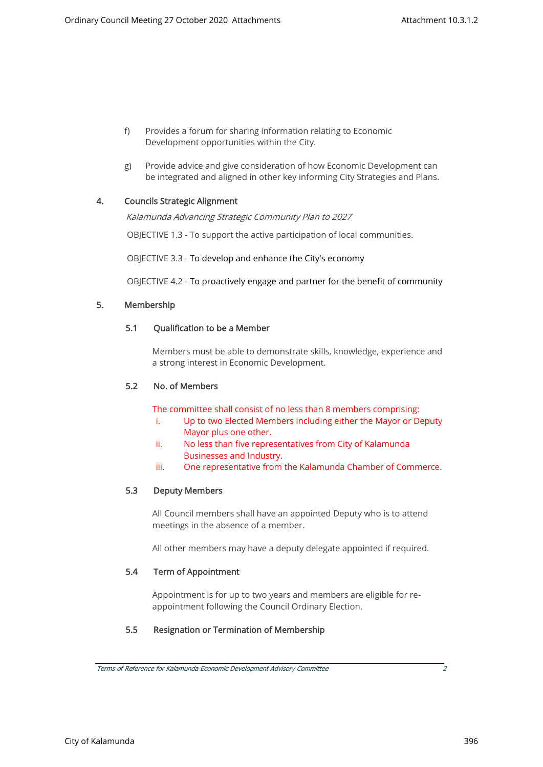f) Provides a forum for sharing information relating to Economic Development opportunities within the City.

g) Provide advice and give consideration of how Economic Development can be integrated and aligned in other key informing City Strategies and Plans.

## 4. Councils Strategic Alignment

*Kalamunda Advancing Strategic Community Plan to 2027*

OBJECTIVE 1.3 - To support the active participation of local communities.

OBJECTIVE 3.3 - To develop and enhance the City's economy

OBJECTIVE 4.2 - To proactively engage and partner for the benefit of community

## 5. Membership

### 5.1 Qualification to be a Member

Members must be able to demonstrate skills, knowledge, experience and a strong interest in Economic Development.

### 5.2 No. of Members

The committee shall consist of no less than 8 members comprising:

i. Up to two Elected Members including either the Mayor or Deputy Mayor plus one other.
ii. No less than five representatives from City of Kalamunda Businesses and Industry.
iii. One representative from the Kalamunda Chamber of Commerce.

### 5.3 Deputy Members

All Council members shall have an appointed Deputy who is to attend meetings in the absence of a member.

All other members may have a deputy delegate appointed if required.

### 5.4 Term of Appointment

Appointment is for up to two years and members are eligible for re-appointment following the Council Ordinary Election.

### 5.5 Resignation or Termination of Membership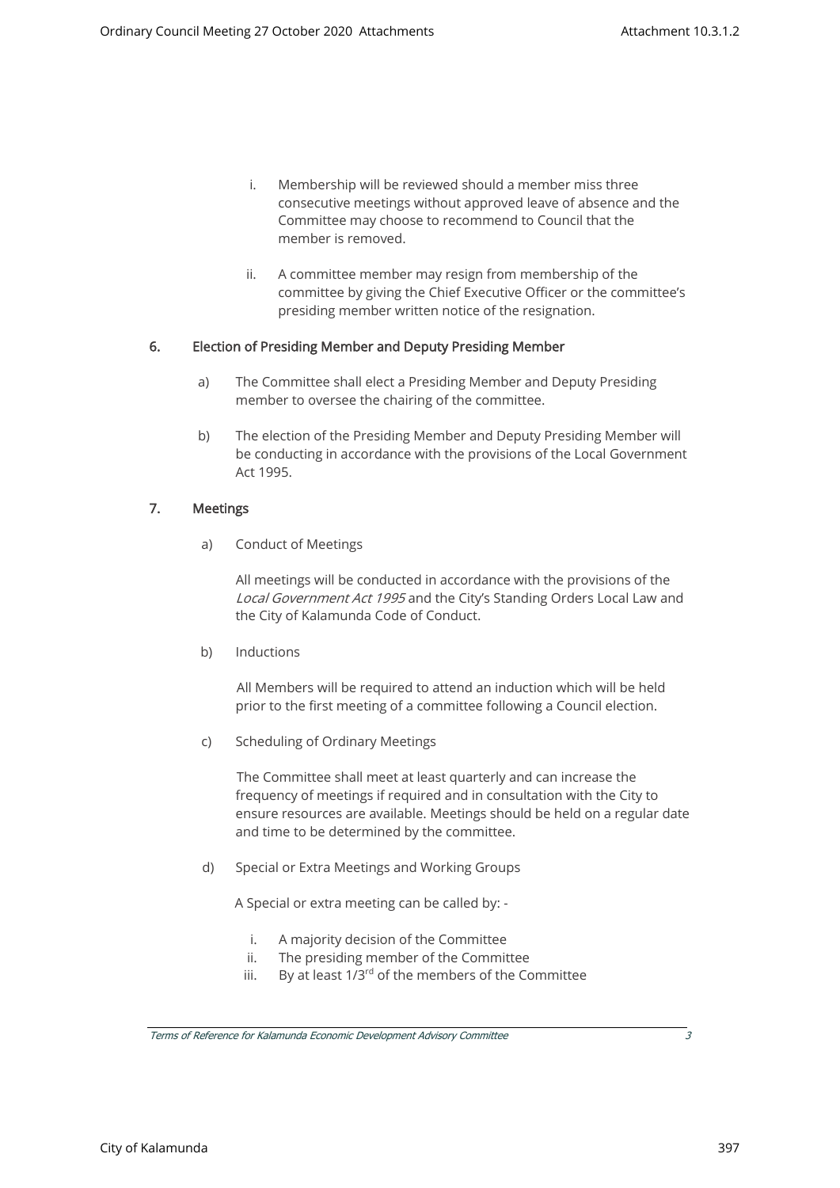i. Membership will be reviewed should a member miss three consecutive meetings without approved leave of absence and the Committee may choose to recommend to Council that the member is removed.

ii. A committee member may resign from membership of the committee by giving the Chief Executive Officer or the committee's presiding member written notice of the resignation.

## 6. Election of Presiding Member and Deputy Presiding Member

a) The Committee shall elect a Presiding Member and Deputy Presiding member to oversee the chairing of the committee.

b) The election of the Presiding Member and Deputy Presiding Member will be conducting in accordance with the provisions of the Local Government Act 1995.

## 7. Meetings

a) Conduct of Meetings

All meetings will be conducted in accordance with the provisions of the *Local Government Act 1995* and the City's Standing Orders Local Law and the City of Kalamunda Code of Conduct.

b) Inductions

All Members will be required to attend an induction which will be held prior to the first meeting of a committee following a Council election.

c) Scheduling of Ordinary Meetings

The Committee shall meet at least quarterly and can increase the frequency of meetings if required and in consultation with the City to ensure resources are available. Meetings should be held on a regular date and time to be determined by the committee.

d) Special or Extra Meetings and Working Groups

A Special or extra meeting can be called by: -

i. A majority decision of the Committee
ii. The presiding member of the Committee
iii. By at least 1/3rd of the members of the Committee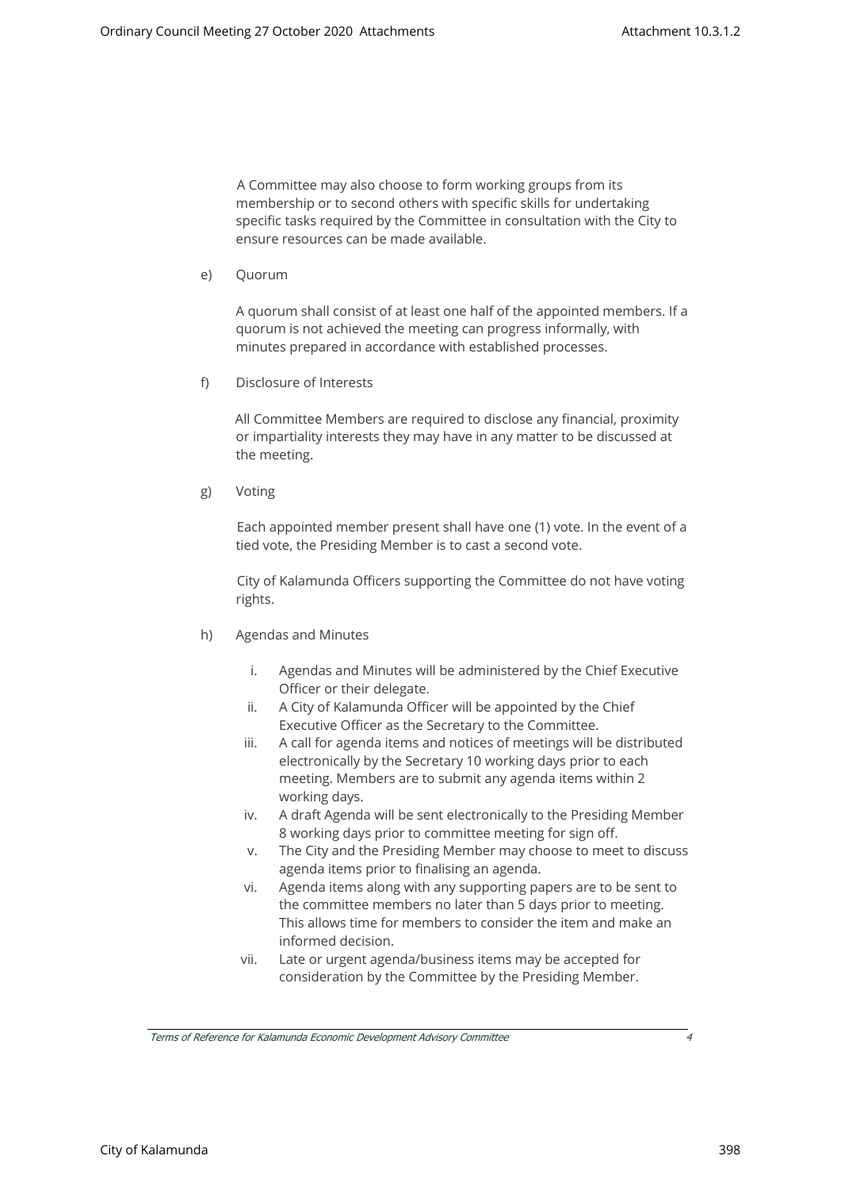A Committee may also choose to form working groups from its membership or to second others with specific skills for undertaking specific tasks required by the Committee in consultation with the City to ensure resources can be made available.

e) Quorum

A quorum shall consist of at least one half of the appointed members. If a quorum is not achieved the meeting can progress informally, with minutes prepared in accordance with established processes.

f) Disclosure of Interests

All Committee Members are required to disclose any financial, proximity or impartiality interests they may have in any matter to be discussed at the meeting.

g) Voting

Each appointed member present shall have one (1) vote. In the event of a tied vote, the Presiding Member is to cast a second vote.

City of Kalamunda Officers supporting the Committee do not have voting rights.

h) Agendas and Minutes

i. Agendas and Minutes will be administered by the Chief Executive Officer or their delegate.
ii. A City of Kalamunda Officer will be appointed by the Chief Executive Officer as the Secretary to the Committee.
iii. A call for agenda items and notices of meetings will be distributed electronically by the Secretary 10 working days prior to each meeting. Members are to submit any agenda items within 2 working days.
iv. A draft Agenda will be sent electronically to the Presiding Member 8 working days prior to committee meeting for sign off.
v. The City and the Presiding Member may choose to meet to discuss agenda items prior to finalising an agenda.
vi. Agenda items along with any supporting papers are to be sent to the committee members no later than 5 days prior to meeting. This allows time for members to consider the item and make an informed decision.
vii. Late or urgent agenda/business items may be accepted for consideration by the Committee by the Presiding Member.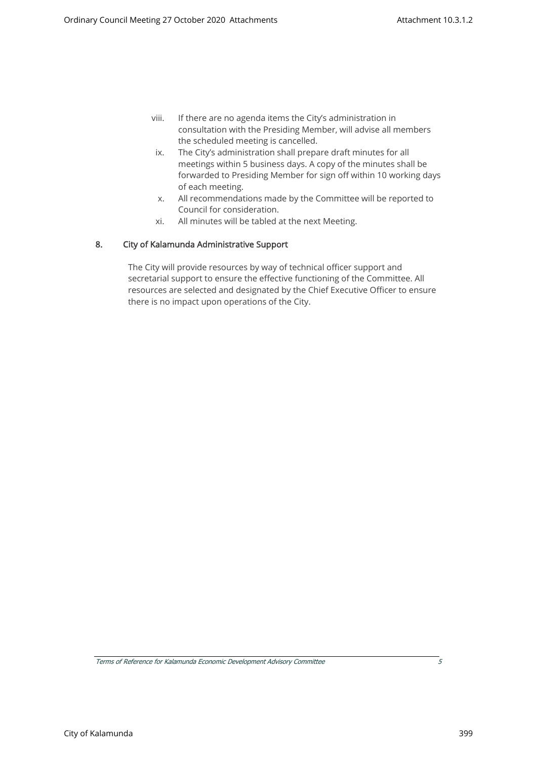viii. If there are no agenda items the City's administration in consultation with the Presiding Member, will advise all members the scheduled meeting is cancelled.

ix. The City's administration shall prepare draft minutes for all meetings within 5 business days. A copy of the minutes shall be forwarded to Presiding Member for sign off within 10 working days of each meeting.

x. All recommendations made by the Committee will be reported to Council for consideration.

xi. All minutes will be tabled at the next Meeting.

## 8. City of Kalamunda Administrative Support

The City will provide resources by way of technical officer support and secretarial support to ensure the effective functioning of the Committee. All resources are selected and designated by the Chief Executive Officer to ensure there is no impact upon operations of the City.